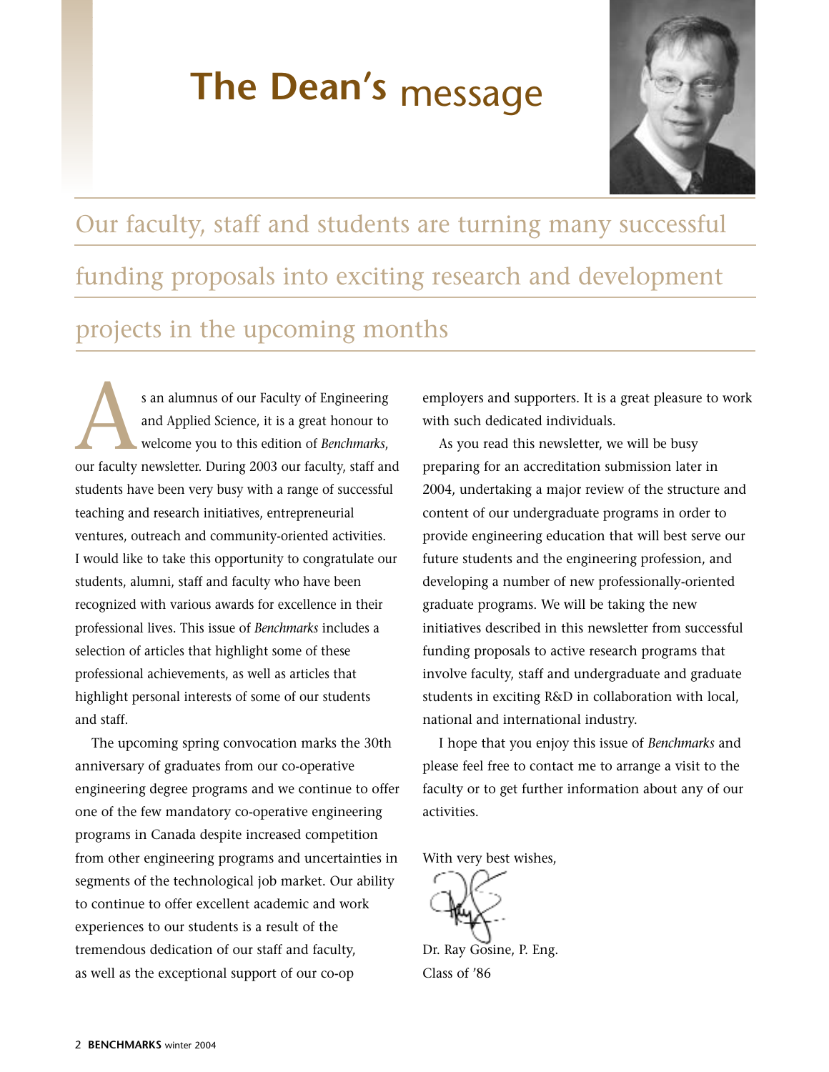# The Dean's message

Our faculty, staff and students are turning many successful funding proposals into exciting research and development projects in the upcoming months

As an alumnus of our Faculty of Engineering and Applied Science, it is a great honour to welcome you to this edition of *Benchmarks*, our faculty newsletter. During 2003 our faculty, staff and students have been very busy with a range of successful teaching and research initiatives, entrepreneurial ventures, outreach and community-oriented activities. I would like to take this opportunity to congratulate our students, alumni, staff and faculty who have been recognized with various awards for excellence in their professional lives. This issue of *Benchmarks* includes a selection of articles that highlight some of these professional achievements, as well as articles that highlight personal interests of some of our students and staff.

The upcoming spring convocation marks the 30th anniversary of graduates from our co-operative engineering degree programs and we continue to offer one of the few mandatory co-operative engineering programs in Canada despite increased competition from other engineering programs and uncertainties in segments of the technological job market. Our ability to continue to offer excellent academic and work experiences to our students is a result of the tremendous dedication of our staff and faculty, as well as the exceptional support of our co-op employers and supporters. It is a great pleasure to work with such dedicated individuals.

As you read this newsletter, we will be busy preparing for an accreditation submission later in 2004, undertaking a major review of the structure and content of our undergraduate programs in order to provide engineering education that will best serve our future students and the engineering profession, and developing a number of new professionally-oriented graduate programs. We will be taking the new initiatives described in this newsletter from successful funding proposals to active research programs that involve faculty, staff and undergraduate and graduate students in exciting R&D in collaboration with local, national and international industry.

I hope that you enjoy this issue of *Benchmarks* and please feel free to contact me to arrange a visit to the faculty or to get further information about any of our activities.

With very best wishes,

Dr. Ray Gosine, P. Eng.
Class of '86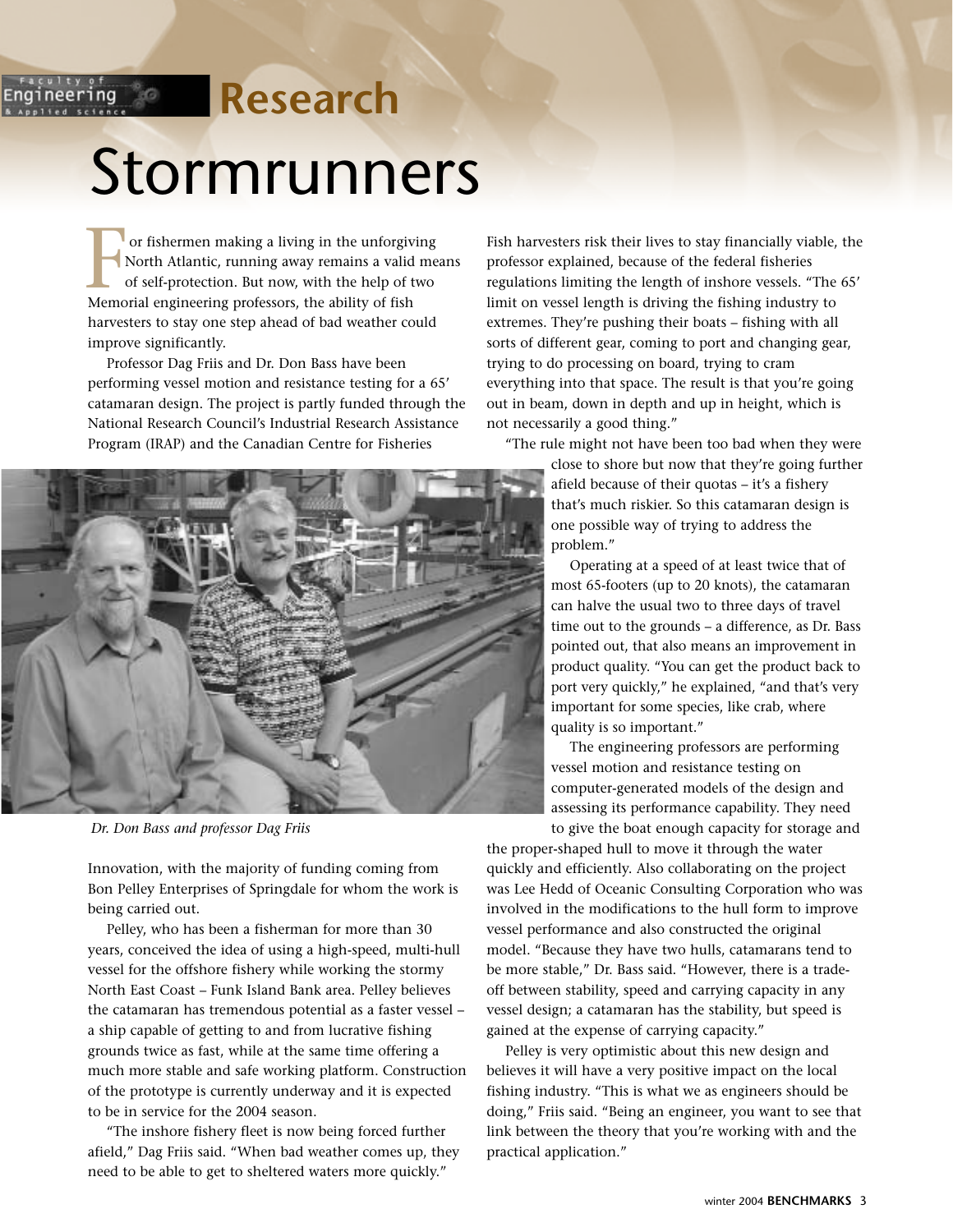## Research

# Stormrunners

For fishermen making a living in the unforgiving North Atlantic, running away remains a valid means of self-protection. But now, with the help of two Memorial engineering professors, the ability of fish harvesters to stay one step ahead of bad weather could improve significantly.

Professor Dag Friis and Dr. Don Bass have been performing vessel motion and resistance testing for a 65' catamaran design. The project is partly funded through the National Research Council's Industrial Research Assistance Program (IRAP) and the Canadian Centre for Fisheries Innovation, with the majority of funding coming from Bon Pelley Enterprises of Springdale for whom the work is being carried out.

*Dr. Don Bass and professor Dag Friis*

Pelley, who has been a fisherman for more than 30 years, conceived the idea of using a high-speed, multi-hull vessel for the offshore fishery while working the stormy North East Coast – Funk Island Bank area. Pelley believes the catamaran has tremendous potential as a faster vessel – a ship capable of getting to and from lucrative fishing grounds twice as fast, while at the same time offering a much more stable and safe working platform. Construction of the prototype is currently underway and it is expected to be in service for the 2004 season.

"The inshore fishery fleet is now being forced further afield," Dag Friis said. "When bad weather comes up, they need to be able to get to sheltered waters more quickly."

Fish harvesters risk their lives to stay financially viable, the professor explained, because of the federal fisheries regulations limiting the length of inshore vessels. "The 65' limit on vessel length is driving the fishing industry to extremes. They're pushing their boats – fishing with all sorts of different gear, coming to port and changing gear, trying to do processing on board, trying to cram everything into that space. The result is that you're going out in beam, down in depth and up in height, which is not necessarily a good thing."

"The rule might not have been too bad when they were close to shore but now that they're going further afield because of their quotas – it's a fishery that's much riskier. So this catamaran design is one possible way of trying to address the problem."

Operating at a speed of at least twice that of most 65-footers (up to 20 knots), the catamaran can halve the usual two to three days of travel time out to the grounds – a difference, as Dr. Bass pointed out, that also means an improvement in product quality. "You can get the product back to port very quickly," he explained, "and that's very important for some species, like crab, where quality is so important."

The engineering professors are performing vessel motion and resistance testing on computer-generated models of the design and assessing its performance capability. They need to give the boat enough capacity for storage and the proper-shaped hull to move it through the water quickly and efficiently. Also collaborating on the project was Lee Hedd of Oceanic Consulting Corporation who was involved in the modifications to the hull form to improve vessel performance and also constructed the original model. "Because they have two hulls, catamarans tend to be more stable," Dr. Bass said. "However, there is a trade-off between stability, speed and carrying capacity in any vessel design; a catamaran has the stability, but speed is gained at the expense of carrying capacity."

Pelley is very optimistic about this new design and believes it will have a very positive impact on the local fishing industry. "This is what we as engineers should be doing," Friis said. "Being an engineer, you want to see that link between the theory that you're working with and the practical application."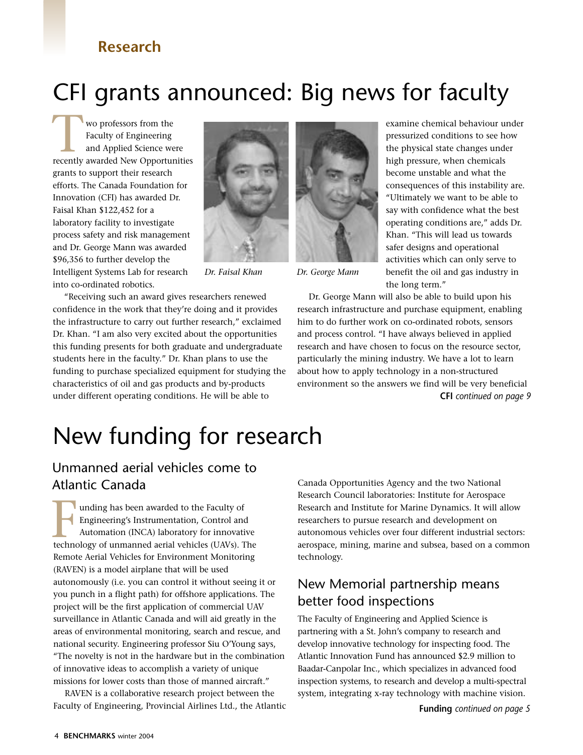## Research

# CFI grants announced: Big news for faculty

Two professors from the Faculty of Engineering and Applied Science were recently awarded New Opportunities grants to support their research efforts. The Canada Foundation for Innovation (CFI) has awarded Dr. Faisal Khan $122,452 for a laboratory facility to investigate process safety and risk management and Dr. George Mann was awarded $96,356 to further develop the Intelligent Systems Lab for research into co-ordinated robotics.

*Dr. Faisal Khan*

*Dr. George Mann*

"Receiving such an award gives researchers renewed confidence in the work that they're doing and it provides the infrastructure to carry out further research," exclaimed Dr. Khan. "I am also very excited about the opportunities this funding presents for both graduate and undergraduate students here in the faculty." Dr. Khan plans to use the funding to purchase specialized equipment for studying the characteristics of oil and gas products and by-products under different operating conditions. He will be able to examine chemical behaviour under pressurized conditions to see how the physical state changes under high pressure, when chemicals become unstable and what the consequences of this instability are. "Ultimately we want to be able to say with confidence what the best operating conditions are," adds Dr. Khan. "This will lead us towards safer designs and operational activities which can only serve to benefit the oil and gas industry in the long term."

Dr. George Mann will also be able to build upon his research infrastructure and purchase equipment, enabling him to do further work on co-ordinated robots, sensors and process control. "I have always believed in applied research and have chosen to focus on the resource sector, particularly the mining industry. We have a lot to learn about how to apply technology in a non-structured environment so the answers we find will be very beneficial

**CFI** *continued on page 9*

# New funding for research

## Unmanned aerial vehicles come to Atlantic Canada

Funding has been awarded to the Faculty of Engineering's Instrumentation, Control and Automation (INCA) laboratory for innovative technology of unmanned aerial vehicles (UAVs). The Remote Aerial Vehicles for Environment Monitoring (RAVEN) is a model airplane that will be used autonomously (i.e. you can control it without seeing it or you punch in a flight path) for offshore applications. The project will be the first application of commercial UAV surveillance in Atlantic Canada and will aid greatly in the areas of environmental monitoring, search and rescue, and national security. Engineering professor Siu O'Young says, "The novelty is not in the hardware but in the combination of innovative ideas to accomplish a variety of unique missions for lower costs than those of manned aircraft."

RAVEN is a collaborative research project between the Faculty of Engineering, Provincial Airlines Ltd., the Atlantic Canada Opportunities Agency and the two National Research Council laboratories: Institute for Aerospace Research and Institute for Marine Dynamics. It will allow researchers to pursue research and development on autonomous vehicles over four different industrial sectors: aerospace, mining, marine and subsea, based on a common technology.

## New Memorial partnership means better food inspections

The Faculty of Engineering and Applied Science is partnering with a St. John's company to research and develop innovative technology for inspecting food. The Atlantic Innovation Fund has announced $2.9 million to Baadar-Canpolar Inc., which specializes in advanced food inspection systems, to research and develop a multi-spectral system, integrating x-ray technology with machine vision.

**Funding** *continued on page 5*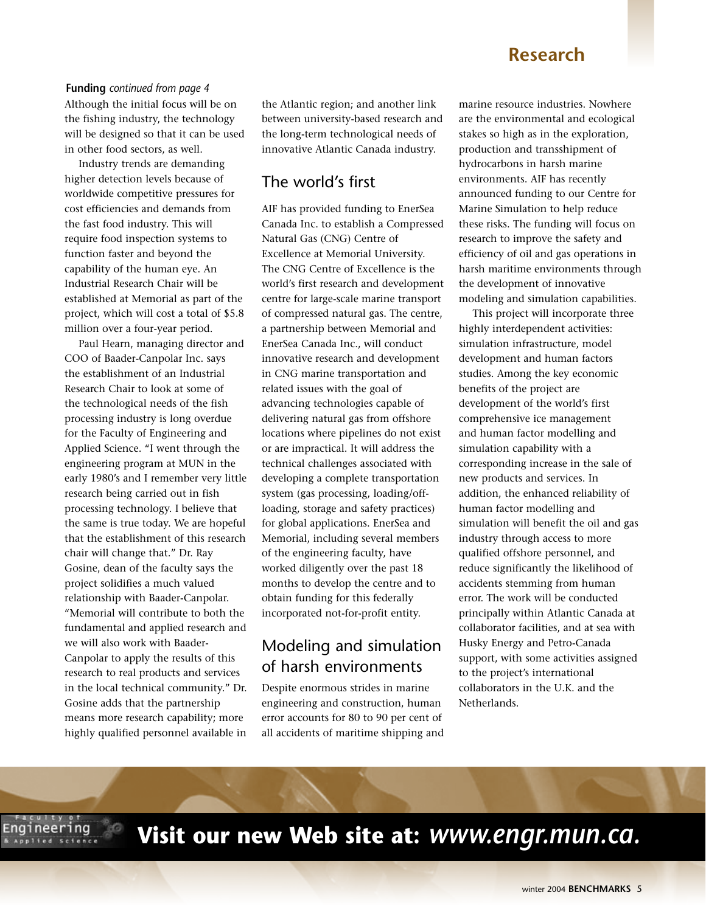**Funding** *continued from page 4*

Although the initial focus will be on the fishing industry, the technology will be designed so that it can be used in other food sectors, as well.

Industry trends are demanding higher detection levels because of worldwide competitive pressures for cost efficiencies and demands from the fast food industry. This will require food inspection systems to function faster and beyond the capability of the human eye. An Industrial Research Chair will be established at Memorial as part of the project, which will cost a total of $5.8 million over a four-year period.

Paul Hearn, managing director and COO of Baader-Canpolar Inc. says the establishment of an Industrial Research Chair to look at some of the technological needs of the fish processing industry is long overdue for the Faculty of Engineering and Applied Science. "I went through the engineering program at MUN in the early 1980's and I remember very little research being carried out in fish processing technology. I believe that the same is true today. We are hopeful that the establishment of this research chair will change that." Dr. Ray Gosine, dean of the faculty says the project solidifies a much valued relationship with Baader-Canpolar. "Memorial will contribute to both the fundamental and applied research and we will also work with Baader-Canpolar to apply the results of this research to real products and services in the local technical community." Dr. Gosine adds that the partnership means more research capability; more highly qualified personnel available in the Atlantic region; and another link between university-based research and the long-term technological needs of innovative Atlantic Canada industry.

## The world's first

AIF has provided funding to EnerSea Canada Inc. to establish a Compressed Natural Gas (CNG) Centre of Excellence at Memorial University. The CNG Centre of Excellence is the world's first research and development centre for large-scale marine transport of compressed natural gas. The centre, a partnership between Memorial and EnerSea Canada Inc., will conduct innovative research and development in CNG marine transportation and related issues with the goal of advancing technologies capable of delivering natural gas from offshore locations where pipelines do not exist or are impractical. It will address the technical challenges associated with developing a complete transportation system (gas processing, loading/off-loading, storage and safety practices) for global applications. EnerSea and Memorial, including several members of the engineering faculty, have worked diligently over the past 18 months to develop the centre and to obtain funding for this federally incorporated not-for-profit entity.

## Modeling and simulation of harsh environments

Despite enormous strides in marine engineering and construction, human error accounts for 80 to 90 per cent of all accidents of maritime shipping and marine resource industries. Nowhere are the environmental and ecological stakes so high as in the exploration, production and transshipment of hydrocarbons in harsh marine environments. AIF has recently announced funding to our Centre for Marine Simulation to help reduce these risks. The funding will focus on research to improve the safety and efficiency of oil and gas operations in harsh maritime environments through the development of innovative modeling and simulation capabilities.

This project will incorporate three highly interdependent activities: simulation infrastructure, model development and human factors studies. Among the key economic benefits of the project are development of the world's first comprehensive ice management and human factor modelling and simulation capability with a corresponding increase in the sale of new products and services. In addition, the enhanced reliability of human factor modelling and simulation will benefit the oil and gas industry through access to more qualified offshore personnel, and reduce significantly the likelihood of accidents stemming from human error. The work will be conducted principally within Atlantic Canada at collaborator facilities, and at sea with Husky Energy and Petro-Canada support, with some activities assigned to the project's international collaborators in the U.K. and the Netherlands.

**Visit our new Web site at: *www.engr.mun.ca.***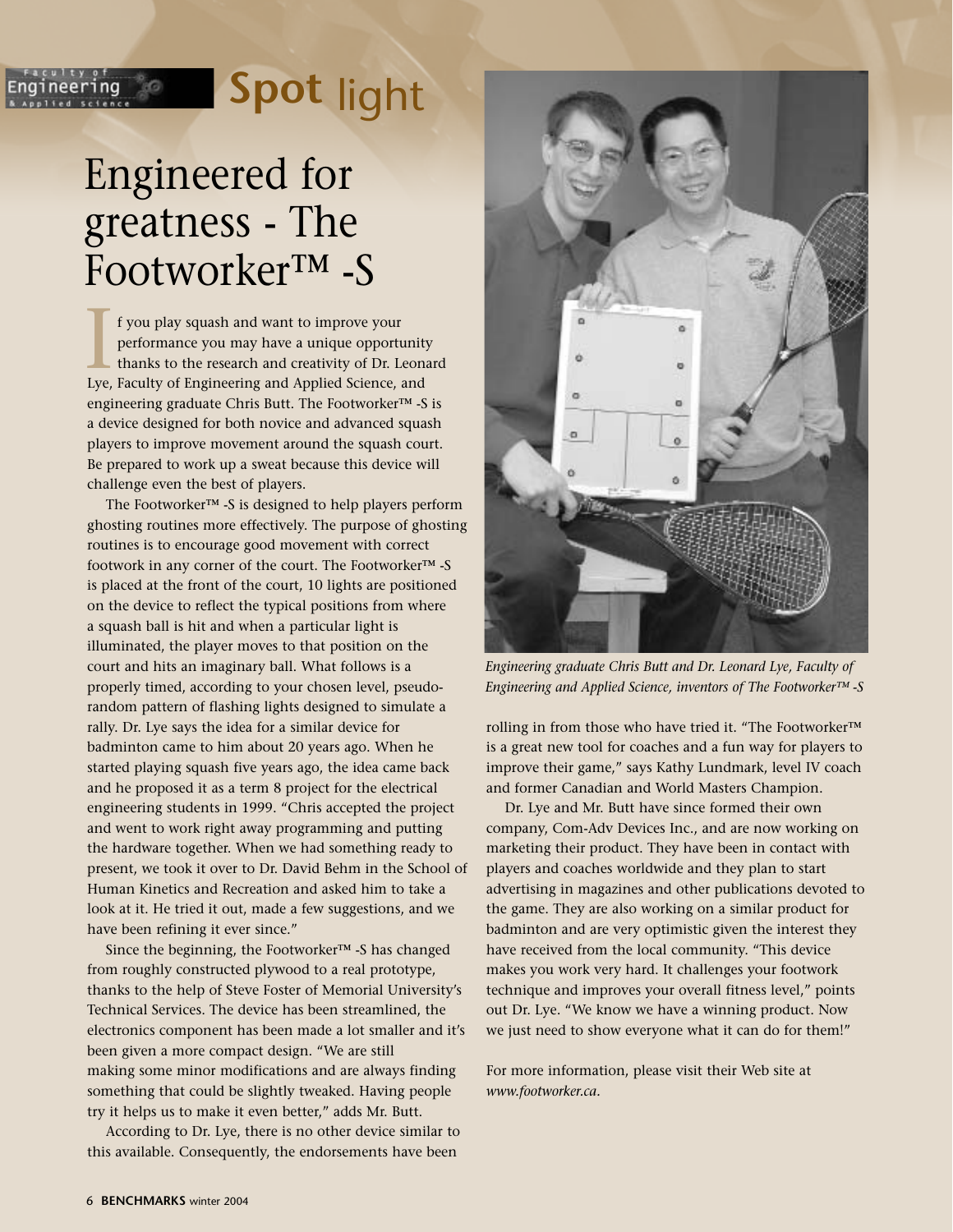# Spot light

# Engineered for greatness - The Footworker™ -S

If you play squash and want to improve your performance you may have a unique opportunity thanks to the research and creativity of Dr. Leonard Lye, Faculty of Engineering and Applied Science, and engineering graduate Chris Butt. The Footworker™ -S is a device designed for both novice and advanced squash players to improve movement around the squash court. Be prepared to work up a sweat because this device will challenge even the best of players.

The Footworker™ -S is designed to help players perform ghosting routines more effectively. The purpose of ghosting routines is to encourage good movement with correct footwork in any corner of the court. The Footworker™ -S is placed at the front of the court, 10 lights are positioned on the device to reflect the typical positions from where a squash ball is hit and when a particular light is illuminated, the player moves to that position on the court and hits an imaginary ball. What follows is a properly timed, according to your chosen level, pseudo-random pattern of flashing lights designed to simulate a rally. Dr. Lye says the idea for a similar device for badminton came to him about 20 years ago. When he started playing squash five years ago, the idea came back and he proposed it as a term 8 project for the electrical engineering students in 1999. "Chris accepted the project and went to work right away programming and putting the hardware together. When we had something ready to present, we took it over to Dr. David Behm in the School of Human Kinetics and Recreation and asked him to take a look at it. He tried it out, made a few suggestions, and we have been refining it ever since."

Since the beginning, the Footworker™ -S has changed from roughly constructed plywood to a real prototype, thanks to the help of Steve Foster of Memorial University's Technical Services. The device has been streamlined, the electronics component has been made a lot smaller and it's been given a more compact design. "We are still making some minor modifications and are always finding something that could be slightly tweaked. Having people try it helps us to make it even better," adds Mr. Butt.

According to Dr. Lye, there is no other device similar to this available. Consequently, the endorsements have been rolling in from those who have tried it. "The Footworker™ is a great new tool for coaches and a fun way for players to improve their game," says Kathy Lundmark, level IV coach and former Canadian and World Masters Champion.

*Engineering graduate Chris Butt and Dr. Leonard Lye, Faculty of Engineering and Applied Science, inventors of The Footworker™ -S*

Dr. Lye and Mr. Butt have since formed their own company, Com-Adv Devices Inc., and are now working on marketing their product. They have been in contact with players and coaches worldwide and they plan to start advertising in magazines and other publications devoted to the game. They are also working on a similar product for badminton and are very optimistic given the interest they have received from the local community. "This device makes you work very hard. It challenges your footwork technique and improves your overall fitness level," points out Dr. Lye. "We know we have a winning product. Now we just need to show everyone what it can do for them!"

For more information, please visit their Web site at *www.footworker.ca*.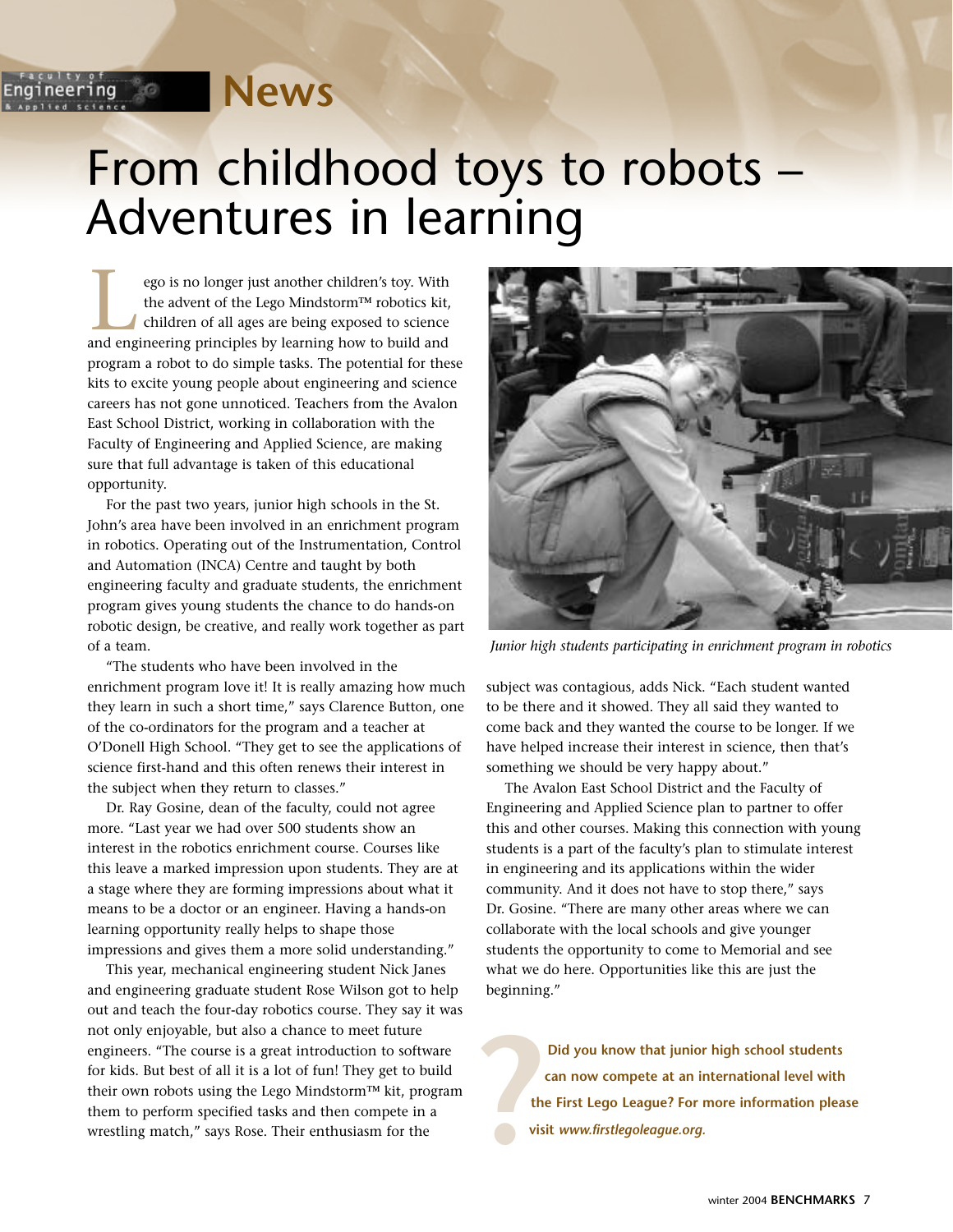# From childhood toys to robots – Adventures in learning

Lego is no longer just another children's toy. With the advent of the Lego Mindstorm™ robotics kit, children of all ages are being exposed to science and engineering principles by learning how to build and program a robot to do simple tasks. The potential for these kits to excite young people about engineering and science careers has not gone unnoticed. Teachers from the Avalon East School District, working in collaboration with the Faculty of Engineering and Applied Science, are making sure that full advantage is taken of this educational opportunity.

For the past two years, junior high schools in the St. John's area have been involved in an enrichment program in robotics. Operating out of the Instrumentation, Control and Automation (INCA) Centre and taught by both engineering faculty and graduate students, the enrichment program gives young students the chance to do hands-on robotic design, be creative, and really work together as part of a team.

"The students who have been involved in the enrichment program love it! It is really amazing how much they learn in such a short time," says Clarence Button, one of the co-ordinators for the program and a teacher at O'Donell High School. "They get to see the applications of science first-hand and this often renews their interest in the subject when they return to classes."

Dr. Ray Gosine, dean of the faculty, could not agree more. "Last year we had over 500 students show an interest in the robotics enrichment course. Courses like this leave a marked impression upon students. They are at a stage where they are forming impressions about what it means to be a doctor or an engineer. Having a hands-on learning opportunity really helps to shape those impressions and gives them a more solid understanding."

This year, mechanical engineering student Nick Janes and engineering graduate student Rose Wilson got to help out and teach the four-day robotics course. They say it was not only enjoyable, but also a chance to meet future engineers. "The course is a great introduction to software for kids. But best of all it is a lot of fun! They get to build their own robots using the Lego Mindstorm™ kit, program them to perform specified tasks and then compete in a wrestling match," says Rose. Their enthusiasm for the subject was contagious, adds Nick. "Each student wanted to be there and it showed. They all said they wanted to come back and they wanted the course to be longer. If we have helped increase their interest in science, then that's something we should be very happy about."

*Junior high students participating in enrichment program in robotics*

The Avalon East School District and the Faculty of Engineering and Applied Science plan to partner to offer this and other courses. Making this connection with young students is a part of the faculty's plan to stimulate interest in engineering and its applications within the wider community. And it does not have to stop there," says Dr. Gosine. "There are many other areas where we can collaborate with the local schools and give younger students the opportunity to come to Memorial and see what we do here. Opportunities like this are just the beginning."

**Did you know that junior high school students can now compete at an international level with the First Lego League? For more information please visit *www.firstlegoleague.org.***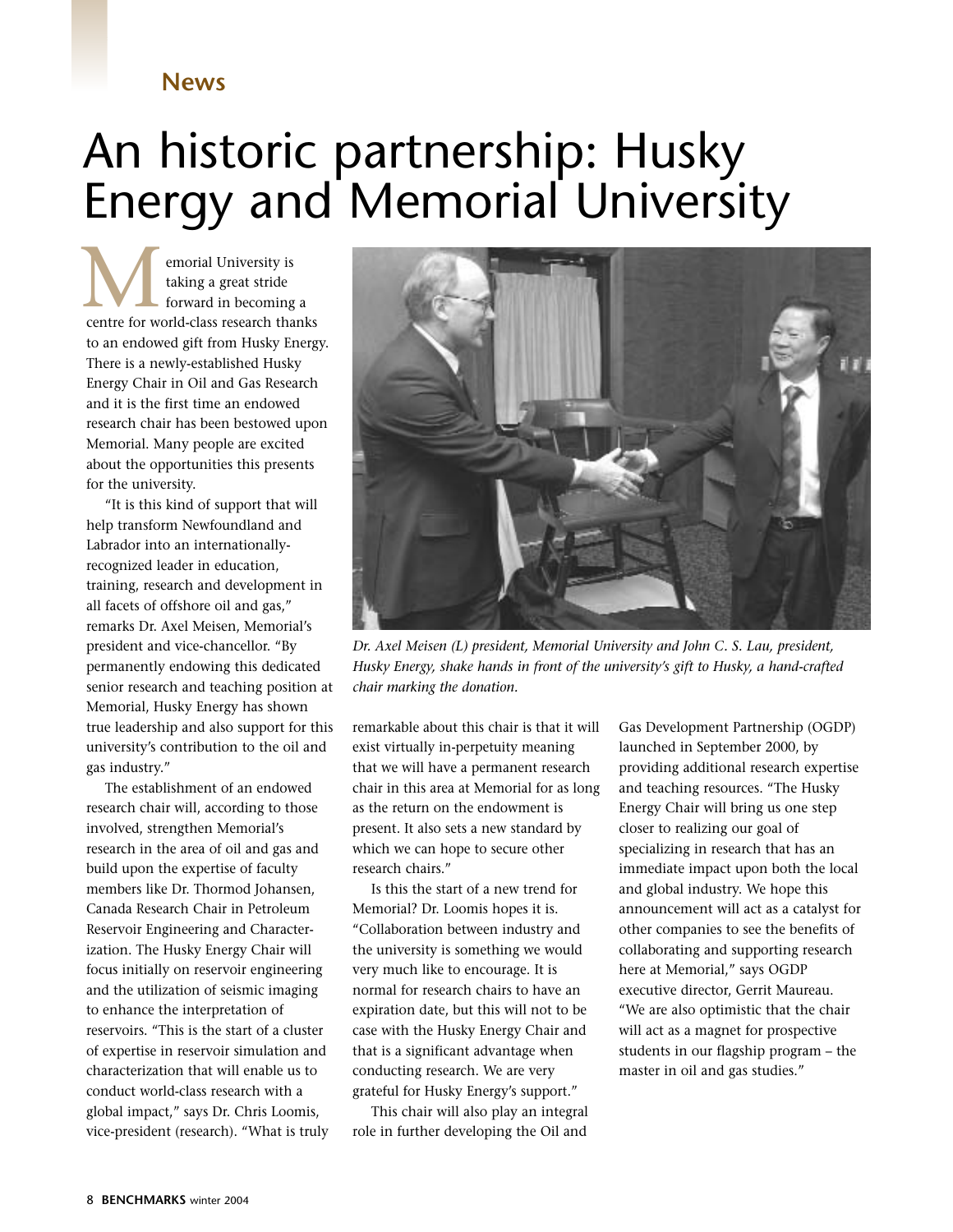# An historic partnership: Husky Energy and Memorial University

Memorial University is taking a great stride forward in becoming a centre for world-class research thanks to an endowed gift from Husky Energy. There is a newly-established Husky Energy Chair in Oil and Gas Research and it is the first time an endowed research chair has been bestowed upon Memorial. Many people are excited about the opportunities this presents for the university.

"It is this kind of support that will help transform Newfoundland and Labrador into an internationally-recognized leader in education, training, research and development in all facets of offshore oil and gas," remarks Dr. Axel Meisen, Memorial's president and vice-chancellor. "By permanently endowing this dedicated senior research and teaching position at Memorial, Husky Energy has shown true leadership and also support for this university's contribution to the oil and gas industry."

*Dr. Axel Meisen (L) president, Memorial University and John C. S. Lau, president, Husky Energy, shake hands in front of the university's gift to Husky, a hand-crafted chair marking the donation.*

The establishment of an endowed research chair will, according to those involved, strengthen Memorial's research in the area of oil and gas and build upon the expertise of faculty members like Dr. Thormod Johansen, Canada Research Chair in Petroleum Reservoir Engineering and Characterization. The Husky Energy Chair will focus initially on reservoir engineering and the utilization of seismic imaging to enhance the interpretation of reservoirs. "This is the start of a cluster of expertise in reservoir simulation and characterization that will enable us to conduct world-class research with a global impact," says Dr. Chris Loomis, vice-president (research). "What is truly remarkable about this chair is that it will exist virtually in-perpetuity meaning that we will have a permanent research chair in this area at Memorial for as long as the return on the endowment is present. It also sets a new standard by which we can hope to secure other research chairs."

Is this the start of a new trend for Memorial? Dr. Loomis hopes it is. "Collaboration between industry and the university is something we would very much like to encourage. It is normal for research chairs to have an expiration date, but this will not to be case with the Husky Energy Chair and that is a significant advantage when conducting research. We are very grateful for Husky Energy's support."

This chair will also play an integral role in further developing the Oil and Gas Development Partnership (OGDP) launched in September 2000, by providing additional research expertise and teaching resources. "The Husky Energy Chair will bring us one step closer to realizing our goal of specializing in research that has an immediate impact upon both the local and global industry. We hope this announcement will act as a catalyst for other companies to see the benefits of collaborating and supporting research here at Memorial," says OGDP executive director, Gerrit Maureau. "We are also optimistic that the chair will act as a magnet for prospective students in our flagship program – the master in oil and gas studies."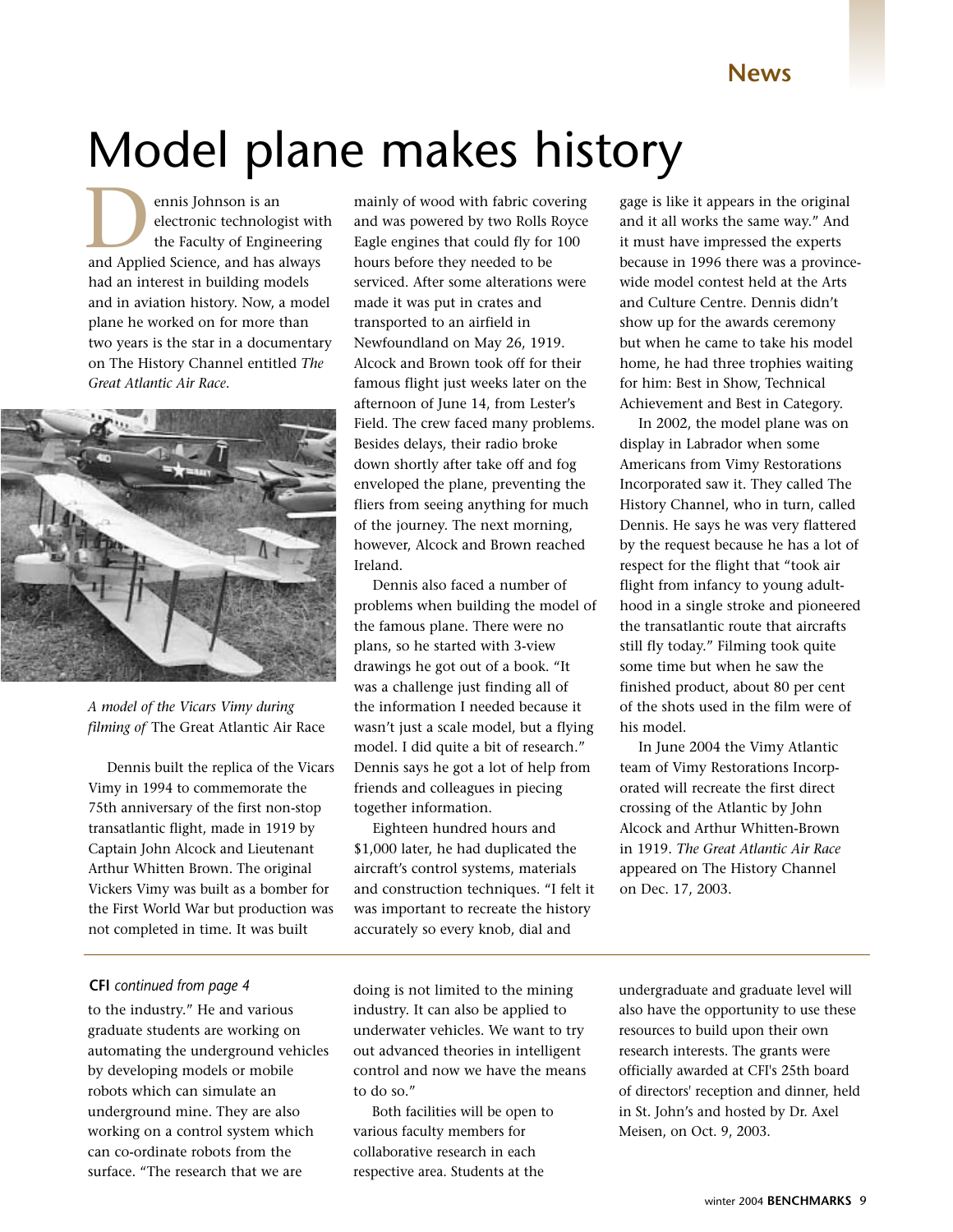# Model plane makes history

Dennis Johnson is an electronic technologist with the Faculty of Engineering and Applied Science, and has always had an interest in building models and in aviation history. Now, a model plane he worked on for more than two years is the star in a documentary on The History Channel entitled *The Great Atlantic Air Race*.

*A model of the Vicars Vimy during filming of* The Great Atlantic Air Race

Dennis built the replica of the Vicars Vimy in 1994 to commemorate the 75th anniversary of the first non-stop transatlantic flight, made in 1919 by Captain John Alcock and Lieutenant Arthur Whitten Brown. The original Vickers Vimy was built as a bomber for the First World War but production was not completed in time. It was built mainly of wood with fabric covering and was powered by two Rolls Royce Eagle engines that could fly for 100 hours before they needed to be serviced. After some alterations were made it was put in crates and transported to an airfield in Newfoundland on May 26, 1919. Alcock and Brown took off for their famous flight just weeks later on the afternoon of June 14, from Lester's Field. The crew faced many problems. Besides delays, their radio broke down shortly after take off and fog enveloped the plane, preventing the fliers from seeing anything for much of the journey. The next morning, however, Alcock and Brown reached Ireland.

Dennis also faced a number of problems when building the model of the famous plane. There were no plans, so he started with 3-view drawings he got out of a book. "It was a challenge just finding all of the information I needed because it wasn't just a scale model, but a flying model. I did quite a bit of research." Dennis says he got a lot of help from friends and colleagues in piecing together information.

Eighteen hundred hours and $1,000 later, he had duplicated the aircraft's control systems, materials and construction techniques. "I felt it was important to recreate the history accurately so every knob, dial and gage is like it appears in the original and it all works the same way." And it must have impressed the experts because in 1996 there was a province-wide model contest held at the Arts and Culture Centre. Dennis didn't show up for the awards ceremony but when he came to take his model home, he had three trophies waiting for him: Best in Show, Technical Achievement and Best in Category.

In 2002, the model plane was on display in Labrador when some Americans from Vimy Restorations Incorporated saw it. They called The History Channel, who in turn, called Dennis. He says he was very flattered by the request because he has a lot of respect for the flight that "took air flight from infancy to young adulthood in a single stroke and pioneered the transatlantic route that aircrafts still fly today." Filming took quite some time but when he saw the finished product, about 80 per cent of the shots used in the film were of his model.

In June 2004 the Vimy Atlantic team of Vimy Restorations Incorporated will recreate the first direct crossing of the Atlantic by John Alcock and Arthur Whitten-Brown in 1919. *The Great Atlantic Air Race* appeared on The History Channel on Dec. 17, 2003.

---

**CFI** *continued from page 4*

to the industry." He and various graduate students are working on automating the underground vehicles by developing models or mobile robots which can simulate an underground mine. They are also working on a control system which can co-ordinate robots from the surface. "The research that we are doing is not limited to the mining industry. It can also be applied to underwater vehicles. We want to try out advanced theories in intelligent control and now we have the means to do so."

Both facilities will be open to various faculty members for collaborative research in each respective area. Students at the undergraduate and graduate level will also have the opportunity to use these resources to build upon their own research interests. The grants were officially awarded at CFI's 25th board of directors' reception and dinner, held in St. John's and hosted by Dr. Axel Meisen, on Oct. 9, 2003.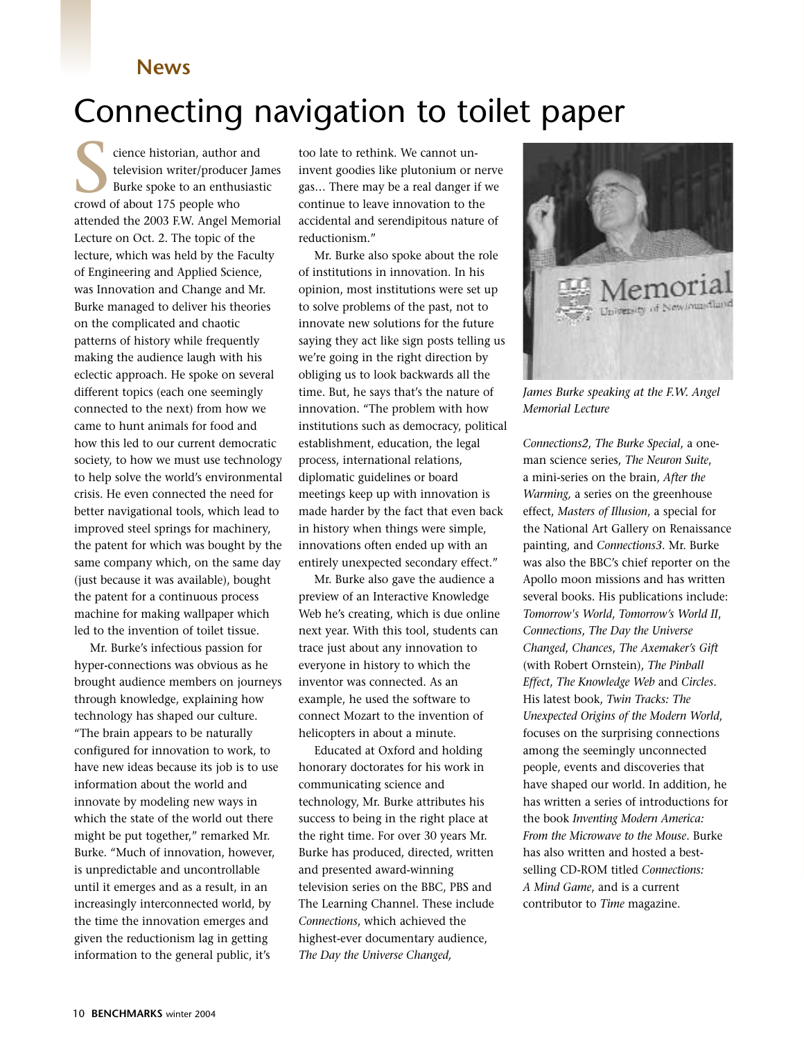## News

# Connecting navigation to toilet paper

Science historian, author and television writer/producer James Burke spoke to an enthusiastic crowd of about 175 people who attended the 2003 F.W. Angel Memorial Lecture on Oct. 2. The topic of the lecture, which was held by the Faculty of Engineering and Applied Science, was Innovation and Change and Mr. Burke managed to deliver his theories on the complicated and chaotic patterns of history while frequently making the audience laugh with his eclectic approach. He spoke on several different topics (each one seemingly connected to the next) from how we came to hunt animals for food and how this led to our current democratic society, to how we must use technology to help solve the world's environmental crisis. He even connected the need for better navigational tools, which lead to improved steel springs for machinery, the patent for which was bought by the same company which, on the same day (just because it was available), bought the patent for a continuous process machine for making wallpaper which led to the invention of toilet tissue.

Mr. Burke's infectious passion for hyper-connections was obvious as he brought audience members on journeys through knowledge, explaining how technology has shaped our culture. "The brain appears to be naturally configured for innovation to work, to have new ideas because its job is to use information about the world and innovate by modeling new ways in which the state of the world out there might be put together," remarked Mr. Burke. "Much of innovation, however, is unpredictable and uncontrollable until it emerges and as a result, in an increasingly interconnected world, by the time the innovation emerges and given the reductionism lag in getting information to the general public, it's too late to rethink. We cannot un-invent goodies like plutonium or nerve gas… There may be a real danger if we continue to leave innovation to the accidental and serendipitous nature of reductionism."

Mr. Burke also spoke about the role of institutions in innovation. In his opinion, most institutions were set up to solve problems of the past, not to innovate new solutions for the future saying they act like sign posts telling us we're going in the right direction by obliging us to look backwards all the time. But, he says that's the nature of innovation. "The problem with how institutions such as democracy, political establishment, education, the legal process, international relations, diplomatic guidelines or board meetings keep up with innovation is made harder by the fact that even back in history when things were simple, innovations often ended up with an entirely unexpected secondary effect."

Mr. Burke also gave the audience a preview of an Interactive Knowledge Web he's creating, which is due online next year. With this tool, students can trace just about any innovation to everyone in history to which the inventor was connected. As an example, he used the software to connect Mozart to the invention of helicopters in about a minute.

Educated at Oxford and holding honorary doctorates for his work in communicating science and technology, Mr. Burke attributes his success to being in the right place at the right time. For over 30 years Mr. Burke has produced, directed, written and presented award-winning television series on the BBC, PBS and The Learning Channel. These include *Connections*, which achieved the highest-ever documentary audience, *The Day the Universe Changed, Connections2*, *The Burke Special*, a one-man science series, *The Neuron Suite*, a mini-series on the brain, *After the Warming,* a series on the greenhouse effect, *Masters of Illusion*, a special for the National Art Gallery on Renaissance painting, and *Connections3*. Mr. Burke was also the BBC's chief reporter on the Apollo moon missions and has written several books. His publications include: *Tomorrow's World*, *Tomorrow's World II*, *Connections*, *The Day the Universe Changed*, *Chances*, *The Axemaker's Gift* (with Robert Ornstein), *The Pinball Effect*, *The Knowledge Web* and *Circles*. His latest book, *Twin Tracks: The Unexpected Origins of the Modern World*, focuses on the surprising connections among the seemingly unconnected people, events and discoveries that have shaped our world. In addition, he has written a series of introductions for the book *Inventing Modern America: From the Microwave to the Mouse*. Burke has also written and hosted a best-selling CD-ROM titled *Connections: A Mind Game*, and is a current contributor to *Time* magazine.

*James Burke speaking at the F.W. Angel Memorial Lecture*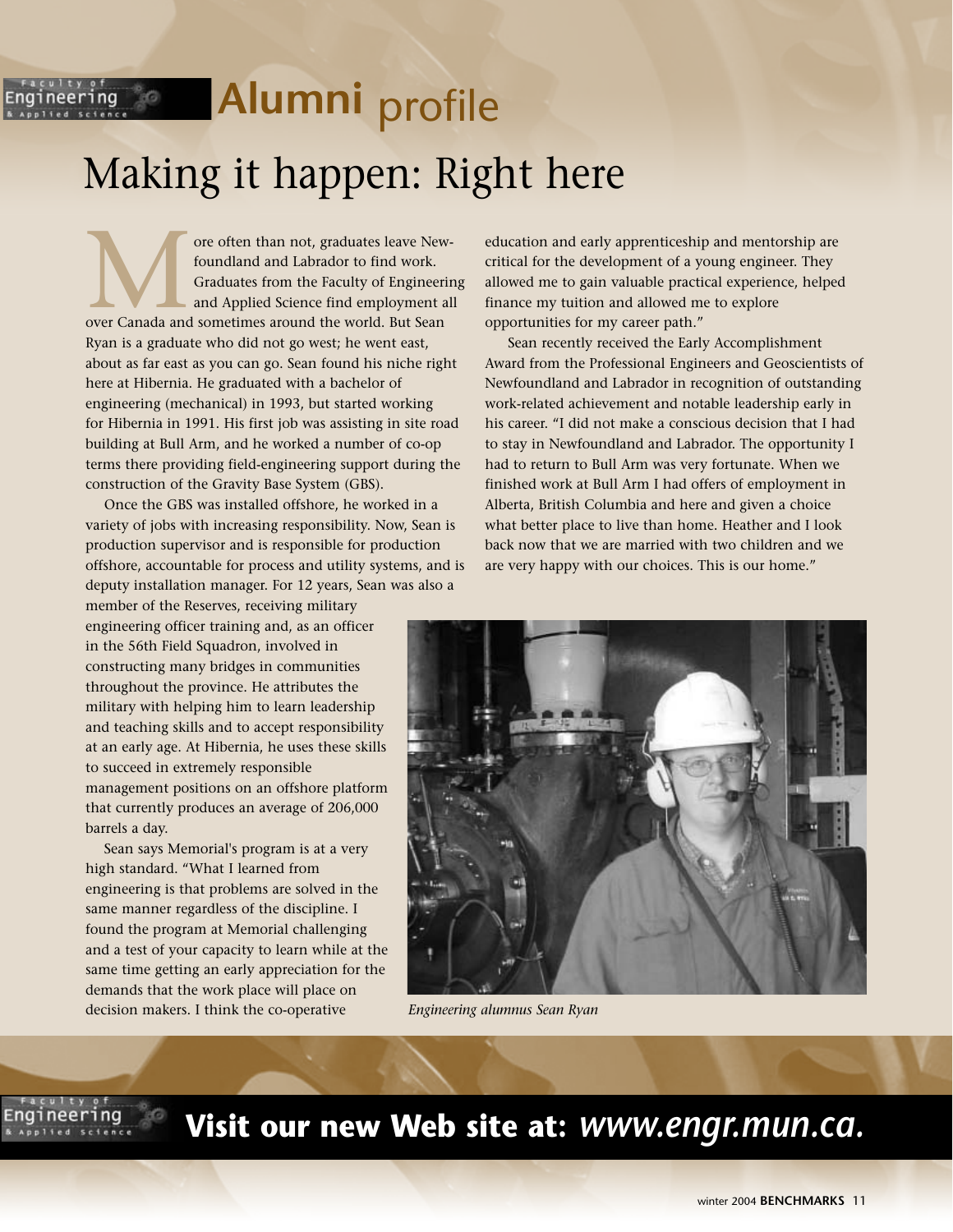# Alumni profile

## Making it happen: Right here

More often than not, graduates leave Newfoundland and Labrador to find work. Graduates from the Faculty of Engineering and Applied Science find employment all over Canada and sometimes around the world. But Sean Ryan is a graduate who did not go west; he went east, about as far east as you can go. Sean found his niche right here at Hibernia. He graduated with a bachelor of engineering (mechanical) in 1993, but started working for Hibernia in 1991. His first job was assisting in site road building at Bull Arm, and he worked a number of co-op terms there providing field-engineering support during the construction of the Gravity Base System (GBS).

Once the GBS was installed offshore, he worked in a variety of jobs with increasing responsibility. Now, Sean is production supervisor and is responsible for production offshore, accountable for process and utility systems, and is deputy installation manager. For 12 years, Sean was also a member of the Reserves, receiving military engineering officer training and, as an officer in the 56th Field Squadron, involved in constructing many bridges in communities throughout the province. He attributes the military with helping him to learn leadership and teaching skills and to accept responsibility at an early age. At Hibernia, he uses these skills to succeed in extremely responsible management positions on an offshore platform that currently produces an average of 206,000 barrels a day.

Sean says Memorial's program is at a very high standard. "What I learned from engineering is that problems are solved in the same manner regardless of the discipline. I found the program at Memorial challenging and a test of your capacity to learn while at the same time getting an early appreciation for the demands that the work place will place on decision makers. I think the co-operative education and early apprenticeship and mentorship are critical for the development of a young engineer. They allowed me to gain valuable practical experience, helped finance my tuition and allowed me to explore opportunities for my career path."

Sean recently received the Early Accomplishment Award from the Professional Engineers and Geoscientists of Newfoundland and Labrador in recognition of outstanding work-related achievement and notable leadership early in his career. "I did not make a conscious decision that I had to stay in Newfoundland and Labrador. The opportunity I had to return to Bull Arm was very fortunate. When we finished work at Bull Arm I had offers of employment in Alberta, British Columbia and here and given a choice what better place to live than home. Heather and I look back now that we are married with two children and we are very happy with our choices. This is our home."

*Engineering alumnus Sean Ryan*

**Visit our new Web site at:** ***www.engr.mun.ca.***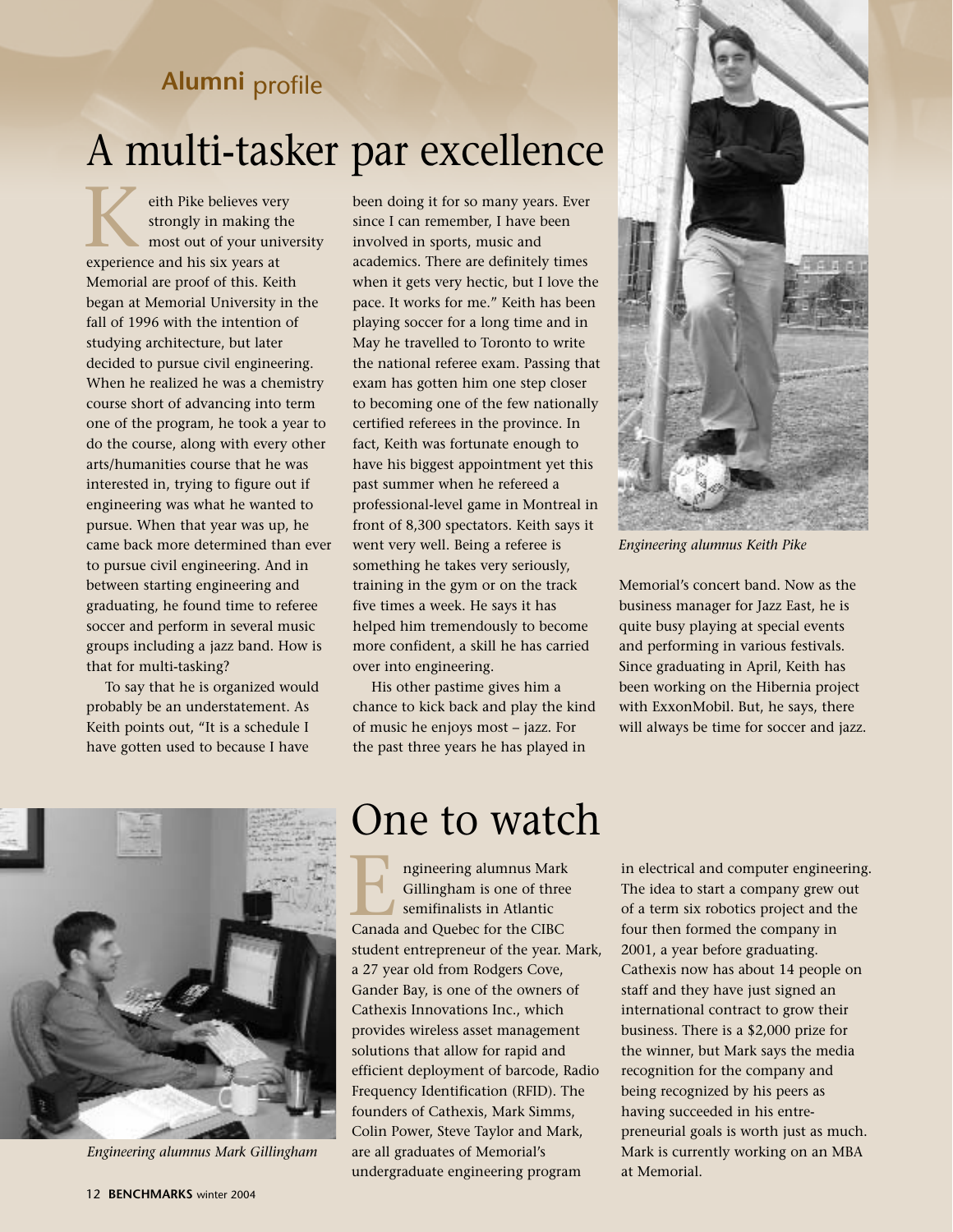## Alumni profile

# A multi-tasker par excellence

Keith Pike believes very strongly in making the most out of your university experience and his six years at Memorial are proof of this. Keith began at Memorial University in the fall of 1996 with the intention of studying architecture, but later decided to pursue civil engineering. When he realized he was a chemistry course short of advancing into term one of the program, he took a year to do the course, along with every other arts/humanities course that he was interested in, trying to figure out if engineering was what he wanted to pursue. When that year was up, he came back more determined than ever to pursue civil engineering. And in between starting engineering and graduating, he found time to referee soccer and perform in several music groups including a jazz band. How is that for multi-tasking?

To say that he is organized would probably be an understatement. As Keith points out, "It is a schedule I have gotten used to because I have been doing it for so many years. Ever since I can remember, I have been involved in sports, music and academics. There are definitely times when it gets very hectic, but I love the pace. It works for me." Keith has been playing soccer for a long time and in May he travelled to Toronto to write the national referee exam. Passing that exam has gotten him one step closer to becoming one of the few nationally certified referees in the province. In fact, Keith was fortunate enough to have his biggest appointment yet this past summer when he refereed a professional-level game in Montreal in front of 8,300 spectators. Keith says it went very well. Being a referee is something he takes very seriously, training in the gym or on the track five times a week. He says it has helped him tremendously to become more confident, a skill he has carried over into engineering.

His other pastime gives him a chance to kick back and play the kind of music he enjoys most – jazz. For the past three years he has played in Memorial's concert band. Now as the business manager for Jazz East, he is quite busy playing at special events and performing in various festivals. Since graduating in April, Keith has been working on the Hibernia project with ExxonMobil. But, he says, there will always be time for soccer and jazz.

*Engineering alumnus Keith Pike*

# One to watch

Engineering alumnus Mark Gillingham is one of three semifinalists in Atlantic Canada and Quebec for the CIBC student entrepreneur of the year. Mark, a 27 year old from Rodgers Cove, Gander Bay, is one of the owners of Cathexis Innovations Inc., which provides wireless asset management solutions that allow for rapid and efficient deployment of barcode, Radio Frequency Identification (RFID). The founders of Cathexis, Mark Simms, Colin Power, Steve Taylor and Mark, are all graduates of Memorial's undergraduate engineering program in electrical and computer engineering. The idea to start a company grew out of a term six robotics project and the four then formed the company in 2001, a year before graduating. Cathexis now has about 14 people on staff and they have just signed an international contract to grow their business. There is a $2,000 prize for the winner, but Mark says the media recognition for the company and being recognized by his peers as having succeeded in his entrepreneurial goals is worth just as much. Mark is currently working on an MBA at Memorial.

*Engineering alumnus Mark Gillingham*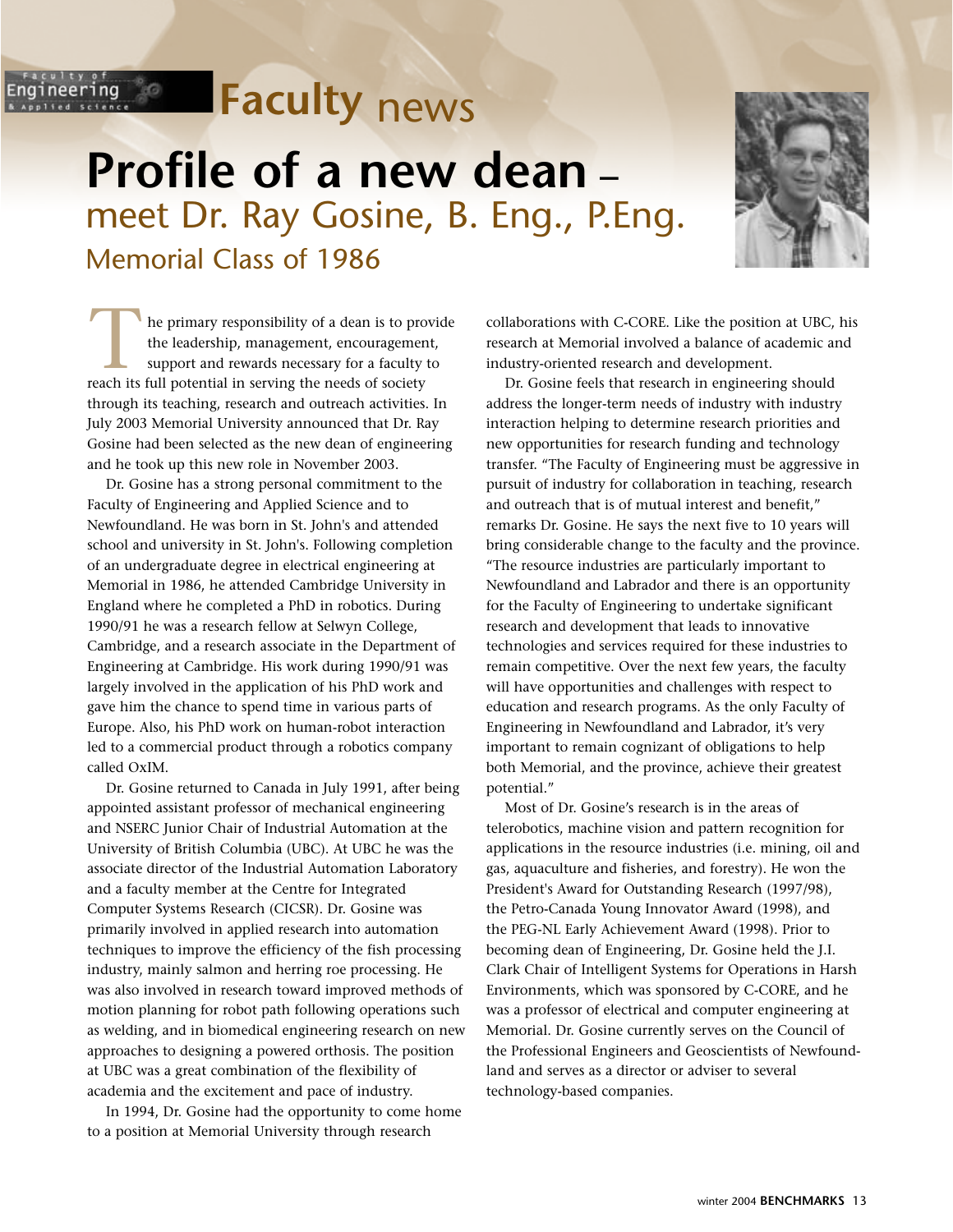# Faculty news

# Profile of a new dean – meet Dr. Ray Gosine, B. Eng., P.Eng.

## Memorial Class of 1986

The primary responsibility of a dean is to provide the leadership, management, encouragement, support and rewards necessary for a faculty to reach its full potential in serving the needs of society through its teaching, research and outreach activities. In July 2003 Memorial University announced that Dr. Ray Gosine had been selected as the new dean of engineering and he took up this new role in November 2003.

Dr. Gosine has a strong personal commitment to the Faculty of Engineering and Applied Science and to Newfoundland. He was born in St. John's and attended school and university in St. John's. Following completion of an undergraduate degree in electrical engineering at Memorial in 1986, he attended Cambridge University in England where he completed a PhD in robotics. During 1990/91 he was a research fellow at Selwyn College, Cambridge, and a research associate in the Department of Engineering at Cambridge. His work during 1990/91 was largely involved in the application of his PhD work and gave him the chance to spend time in various parts of Europe. Also, his PhD work on human-robot interaction led to a commercial product through a robotics company called OxIM.

Dr. Gosine returned to Canada in July 1991, after being appointed assistant professor of mechanical engineering and NSERC Junior Chair of Industrial Automation at the University of British Columbia (UBC). At UBC he was the associate director of the Industrial Automation Laboratory and a faculty member at the Centre for Integrated Computer Systems Research (CICSR). Dr. Gosine was primarily involved in applied research into automation techniques to improve the efficiency of the fish processing industry, mainly salmon and herring roe processing. He was also involved in research toward improved methods of motion planning for robot path following operations such as welding, and in biomedical engineering research on new approaches to designing a powered orthosis. The position at UBC was a great combination of the flexibility of academia and the excitement and pace of industry.

In 1994, Dr. Gosine had the opportunity to come home to a position at Memorial University through research collaborations with C-CORE. Like the position at UBC, his research at Memorial involved a balance of academic and industry-oriented research and development.

Dr. Gosine feels that research in engineering should address the longer-term needs of industry with industry interaction helping to determine research priorities and new opportunities for research funding and technology transfer. "The Faculty of Engineering must be aggressive in pursuit of industry for collaboration in teaching, research and outreach that is of mutual interest and benefit," remarks Dr. Gosine. He says the next five to 10 years will bring considerable change to the faculty and the province. "The resource industries are particularly important to Newfoundland and Labrador and there is an opportunity for the Faculty of Engineering to undertake significant research and development that leads to innovative technologies and services required for these industries to remain competitive. Over the next few years, the faculty will have opportunities and challenges with respect to education and research programs. As the only Faculty of Engineering in Newfoundland and Labrador, it's very important to remain cognizant of obligations to help both Memorial, and the province, achieve their greatest potential."

Most of Dr. Gosine's research is in the areas of telerobotics, machine vision and pattern recognition for applications in the resource industries (i.e. mining, oil and gas, aquaculture and fisheries, and forestry). He won the President's Award for Outstanding Research (1997/98), the Petro-Canada Young Innovator Award (1998), and the PEG-NL Early Achievement Award (1998). Prior to becoming dean of Engineering, Dr. Gosine held the J.I. Clark Chair of Intelligent Systems for Operations in Harsh Environments, which was sponsored by C-CORE, and he was a professor of electrical and computer engineering at Memorial. Dr. Gosine currently serves on the Council of the Professional Engineers and Geoscientists of Newfoundland and serves as a director or adviser to several technology-based companies.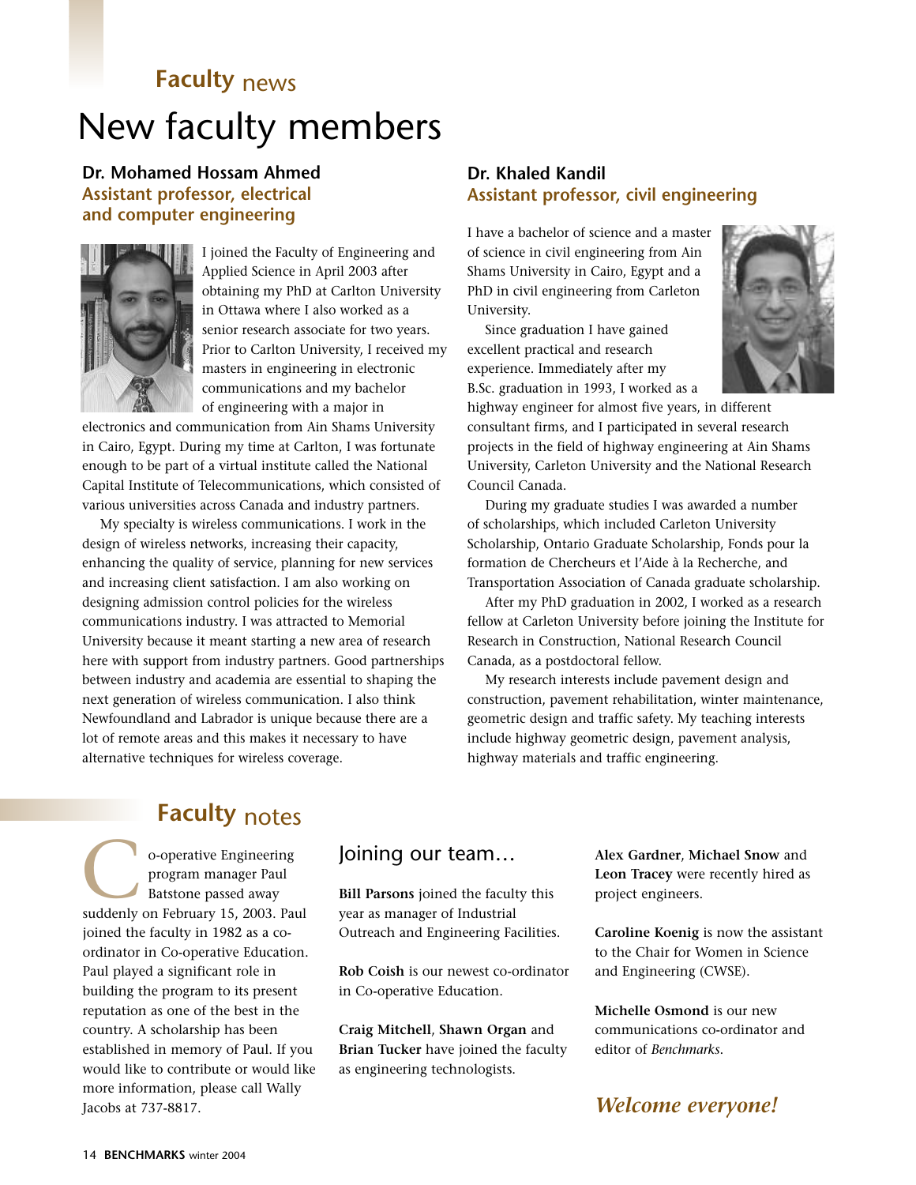## Faculty news

# New faculty members

### Dr. Mohamed Hossam Ahmed
**Assistant professor, electrical and computer engineering**

I joined the Faculty of Engineering and Applied Science in April 2003 after obtaining my PhD at Carlton University in Ottawa where I also worked as a senior research associate for two years. Prior to Carlton University, I received my masters in engineering in electronic communications and my bachelor of engineering with a major in electronics and communication from Ain Shams University in Cairo, Egypt. During my time at Carlton, I was fortunate enough to be part of a virtual institute called the National Capital Institute of Telecommunications, which consisted of various universities across Canada and industry partners.

My specialty is wireless communications. I work in the design of wireless networks, increasing their capacity, enhancing the quality of service, planning for new services and increasing client satisfaction. I am also working on designing admission control policies for the wireless communications industry. I was attracted to Memorial University because it meant starting a new area of research here with support from industry partners. Good partnerships between industry and academia are essential to shaping the next generation of wireless communication. I also think Newfoundland and Labrador is unique because there are a lot of remote areas and this makes it necessary to have alternative techniques for wireless coverage.

### Dr. Khaled Kandil
**Assistant professor, civil engineering**

I have a bachelor of science and a master of science in civil engineering from Ain Shams University in Cairo, Egypt and a PhD in civil engineering from Carleton University.

Since graduation I have gained excellent practical and research experience. Immediately after my B.Sc. graduation in 1993, I worked as a highway engineer for almost five years, in different consultant firms, and I participated in several research projects in the field of highway engineering at Ain Shams University, Carleton University and the National Research Council Canada.

During my graduate studies I was awarded a number of scholarships, which included Carleton University Scholarship, Ontario Graduate Scholarship, Fonds pour la formation de Chercheurs et l'Aide à la Recherche, and Transportation Association of Canada graduate scholarship.

After my PhD graduation in 2002, I worked as a research fellow at Carleton University before joining the Institute for Research in Construction, National Research Council Canada, as a postdoctoral fellow.

My research interests include pavement design and construction, pavement rehabilitation, winter maintenance, geometric design and traffic safety. My teaching interests include highway geometric design, pavement analysis, highway materials and traffic engineering.

## Faculty notes

Co-operative Engineering program manager Paul Batstone passed away suddenly on February 15, 2003. Paul joined the faculty in 1982 as a co-ordinator in Co-operative Education. Paul played a significant role in building the program to its present reputation as one of the best in the country. A scholarship has been established in memory of Paul. If you would like to contribute or would like more information, please call Wally Jacobs at 737-8817.

### Joining our team…

**Bill Parsons** joined the faculty this year as manager of Industrial Outreach and Engineering Facilities.

**Rob Coish** is our newest co-ordinator in Co-operative Education.

**Craig Mitchell**, **Shawn Organ** and **Brian Tucker** have joined the faculty as engineering technologists.

**Alex Gardner**, **Michael Snow** and **Leon Tracey** were recently hired as project engineers.

**Caroline Koenig** is now the assistant to the Chair for Women in Science and Engineering (CWSE).

**Michelle Osmond** is our new communications co-ordinator and editor of *Benchmarks*.

***Welcome everyone!***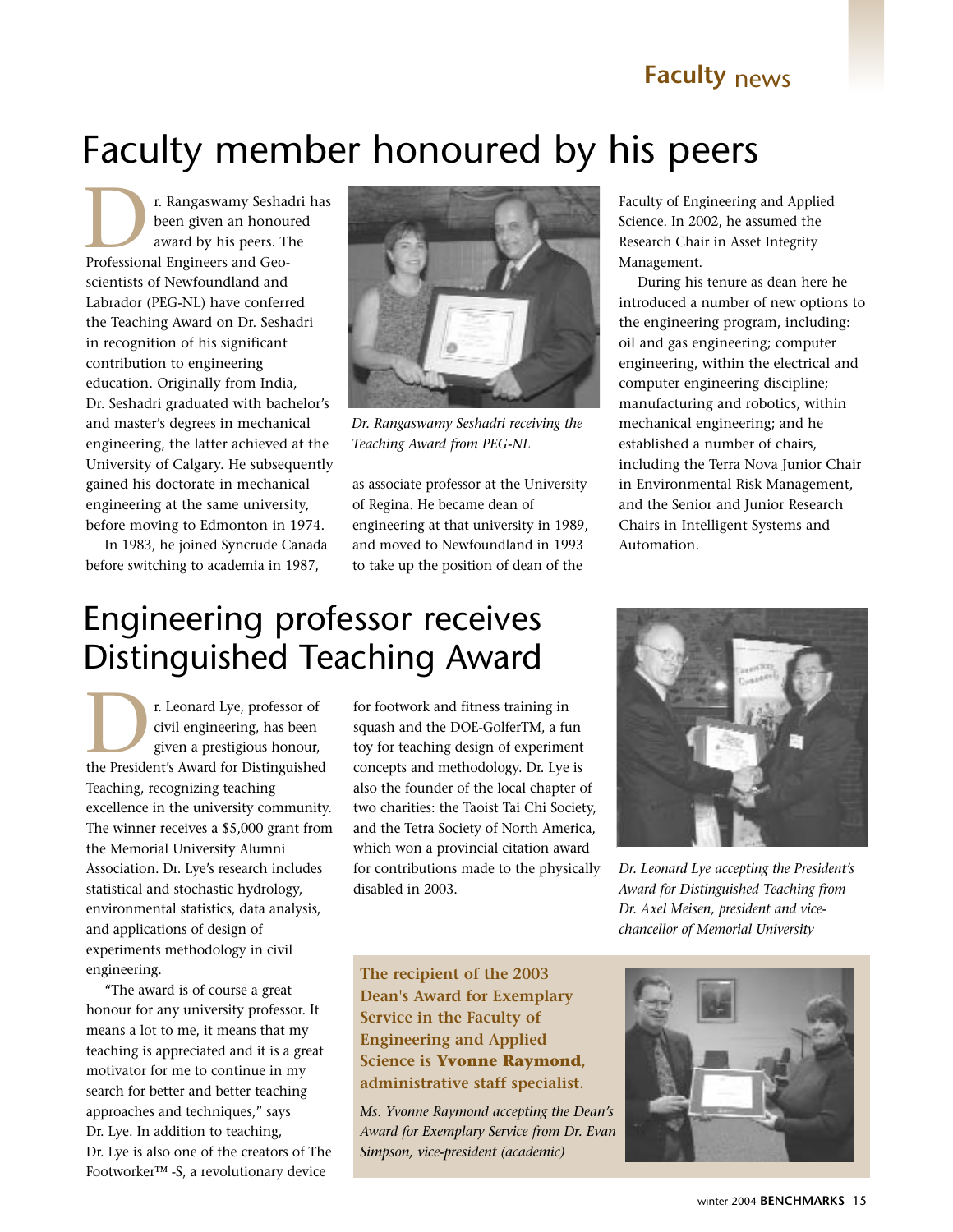# Faculty member honoured by his peers

Dr. Rangaswamy Seshadri has been given an honoured award by his peers. The Professional Engineers and Geoscientists of Newfoundland and Labrador (PEG-NL) have conferred the Teaching Award on Dr. Seshadri in recognition of his significant contribution to engineering education. Originally from India, Dr. Seshadri graduated with bachelor's and master's degrees in mechanical engineering, the latter achieved at the University of Calgary. He subsequently gained his doctorate in mechanical engineering at the same university, before moving to Edmonton in 1974.

In 1983, he joined Syncrude Canada before switching to academia in 1987, as associate professor at the University of Regina. He became dean of engineering at that university in 1989, and moved to Newfoundland in 1993 to take up the position of dean of the Faculty of Engineering and Applied Science. In 2002, he assumed the Research Chair in Asset Integrity Management.

*Dr. Rangaswamy Seshadri receiving the Teaching Award from PEG-NL*

During his tenure as dean here he introduced a number of new options to the engineering program, including: oil and gas engineering; computer engineering, within the electrical and computer engineering discipline; manufacturing and robotics, within mechanical engineering; and he established a number of chairs, including the Terra Nova Junior Chair in Environmental Risk Management, and the Senior and Junior Research Chairs in Intelligent Systems and Automation.

# Engineering professor receives Distinguished Teaching Award

Dr. Leonard Lye, professor of civil engineering, has been given a prestigious honour, the President's Award for Distinguished Teaching, recognizing teaching excellence in the university community. The winner receives a $5,000 grant from the Memorial University Alumni Association. Dr. Lye's research includes statistical and stochastic hydrology, environmental statistics, data analysis, and applications of design of experiments methodology in civil engineering.

"The award is of course a great honour for any university professor. It means a lot to me, it means that my teaching is appreciated and it is a great motivator for me to continue in my search for better and better teaching approaches and techniques," says Dr. Lye. In addition to teaching, Dr. Lye is also one of the creators of The Footworker™ -S, a revolutionary device for footwork and fitness training in squash and the DOE-GolferTM, a fun toy for teaching design of experiment concepts and methodology. Dr. Lye is also the founder of the local chapter of two charities: the Taoist Tai Chi Society, and the Tetra Society of North America, which won a provincial citation award for contributions made to the physically disabled in 2003.

*Dr. Leonard Lye accepting the President's Award for Distinguished Teaching from Dr. Axel Meisen, president and vice-chancellor of Memorial University*

**The recipient of the 2003 Dean's Award for Exemplary Service in the Faculty of Engineering and Applied Science is Yvonne Raymond, administrative staff specialist.**

*Ms. Yvonne Raymond accepting the Dean's Award for Exemplary Service from Dr. Evan Simpson, vice-president (academic)*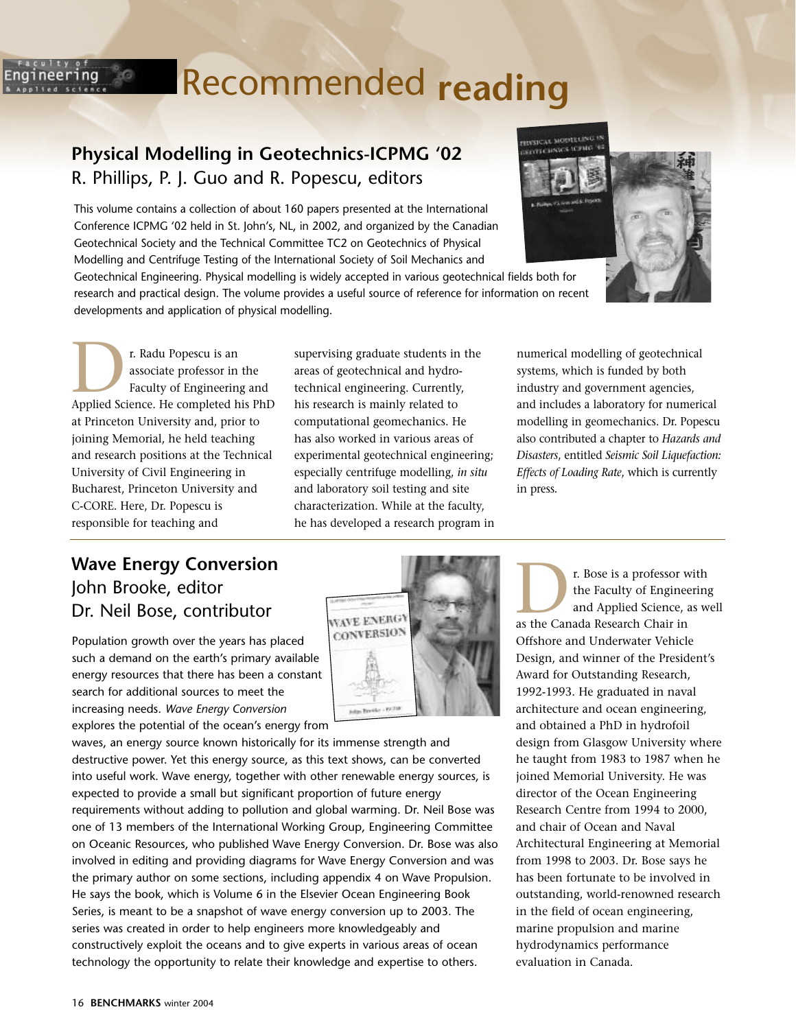# Recommended reading

## Physical Modelling in Geotechnics-ICPMG '02

R. Phillips, P. J. Guo and R. Popescu, editors

This volume contains a collection of about 160 papers presented at the International Conference ICPMG '02 held in St. John's, NL, in 2002, and organized by the Canadian Geotechnical Society and the Technical Committee TC2 on Geotechnics of Physical Modelling and Centrifuge Testing of the International Society of Soil Mechanics and Geotechnical Engineering. Physical modelling is widely accepted in various geotechnical fields both for research and practical design. The volume provides a useful source of reference for information on recent developments and application of physical modelling.

Dr. Radu Popescu is an associate professor in the Faculty of Engineering and Applied Science. He completed his PhD at Princeton University and, prior to joining Memorial, he held teaching and research positions at the Technical University of Civil Engineering in Bucharest, Princeton University and C-CORE. Here, Dr. Popescu is responsible for teaching and supervising graduate students in the areas of geotechnical and hydrotechnical engineering. Currently, his research is mainly related to computational geomechanics. He has also worked in various areas of experimental geotechnical engineering; especially centrifuge modelling, *in situ* and laboratory soil testing and site characterization. While at the faculty, he has developed a research program in numerical modelling of geotechnical systems, which is funded by both industry and government agencies, and includes a laboratory for numerical modelling in geomechanics. Dr. Popescu also contributed a chapter to *Hazards and Disasters*, entitled *Seismic Soil Liquefaction: Effects of Loading Rate*, which is currently in press.

## Wave Energy Conversion

John Brooke, editor
Dr. Neil Bose, contributor

Population growth over the years has placed such a demand on the earth's primary available energy resources that there has been a constant search for additional sources to meet the increasing needs. *Wave Energy Conversion* explores the potential of the ocean's energy from waves, an energy source known historically for its immense strength and destructive power. Yet this energy source, as this text shows, can be converted into useful work. Wave energy, together with other renewable energy sources, is expected to provide a small but significant proportion of future energy requirements without adding to pollution and global warming. Dr. Neil Bose was one of 13 members of the International Working Group, Engineering Committee on Oceanic Resources, who published Wave Energy Conversion. Dr. Bose was also involved in editing and providing diagrams for Wave Energy Conversion and was the primary author on some sections, including appendix 4 on Wave Propulsion. He says the book, which is Volume 6 in the Elsevier Ocean Engineering Book Series, is meant to be a snapshot of wave energy conversion up to 2003. The series was created in order to help engineers more knowledgeably and constructively exploit the oceans and to give experts in various areas of ocean technology the opportunity to relate their knowledge and expertise to others.

Dr. Bose is a professor with the Faculty of Engineering and Applied Science, as well as the Canada Research Chair in Offshore and Underwater Vehicle Design, and winner of the President's Award for Outstanding Research, 1992-1993. He graduated in naval architecture and ocean engineering, and obtained a PhD in hydrofoil design from Glasgow University where he taught from 1983 to 1987 when he joined Memorial University. He was director of the Ocean Engineering Research Centre from 1994 to 2000, and chair of Ocean and Naval Architectural Engineering at Memorial from 1998 to 2003. Dr. Bose says he has been fortunate to be involved in outstanding, world-renowned research in the field of ocean engineering, marine propulsion and marine hydrodynamics performance evaluation in Canada.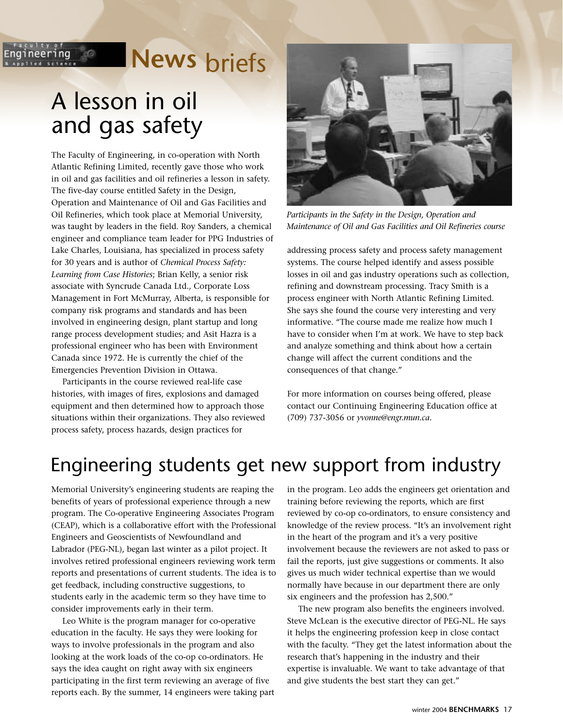# News briefs

## A lesson in oil and gas safety

The Faculty of Engineering, in co-operation with North Atlantic Refining Limited, recently gave those who work in oil and gas facilities and oil refineries a lesson in safety. The five-day course entitled Safety in the Design, Operation and Maintenance of Oil and Gas Facilities and Oil Refineries, which took place at Memorial University, was taught by leaders in the field. Roy Sanders, a chemical engineer and compliance team leader for PPG Industries of Lake Charles, Louisiana, has specialized in process safety for 30 years and is author of *Chemical Process Safety: Learning from Case Histories*; Brian Kelly, a senior risk associate with Syncrude Canada Ltd., Corporate Loss Management in Fort McMurray, Alberta, is responsible for company risk programs and standards and has been involved in engineering design, plant startup and long range process development studies; and Asit Hazra is a professional engineer who has been with Environment Canada since 1972. He is currently the chief of the Emergencies Prevention Division in Ottawa.

Participants in the course reviewed real-life case histories, with images of fires, explosions and damaged equipment and then determined how to approach those situations within their organizations. They also reviewed process safety, process hazards, design practices for addressing process safety and process safety management systems. The course helped identify and assess possible losses in oil and gas industry operations such as collection, refining and downstream processing. Tracy Smith is a process engineer with North Atlantic Refining Limited. She says she found the course very interesting and very informative. "The course made me realize how much I have to consider when I'm at work. We have to step back and analyze something and think about how a certain change will affect the current conditions and the consequences of that change."

*Participants in the Safety in the Design, Operation and Maintenance of Oil and Gas Facilities and Oil Refineries course*

For more information on courses being offered, please contact our Continuing Engineering Education office at (709) 737-3056 or *yvonne@engr.mun.ca*.

## Engineering students get new support from industry

Memorial University's engineering students are reaping the benefits of years of professional experience through a new program. The Co-operative Engineering Associates Program (CEAP), which is a collaborative effort with the Professional Engineers and Geoscientists of Newfoundland and Labrador (PEG-NL), began last winter as a pilot project. It involves retired professional engineers reviewing work term reports and presentations of current students. The idea is to get feedback, including constructive suggestions, to students early in the academic term so they have time to consider improvements early in their term.

Leo White is the program manager for co-operative education in the faculty. He says they were looking for ways to involve professionals in the program and also looking at the work loads of the co-op co-ordinators. He says the idea caught on right away with six engineers participating in the first term reviewing an average of five reports each. By the summer, 14 engineers were taking part in the program. Leo adds the engineers get orientation and training before reviewing the reports, which are first reviewed by co-op co-ordinators, to ensure consistency and knowledge of the review process. "It's an involvement right in the heart of the program and it's a very positive involvement because the reviewers are not asked to pass or fail the reports, just give suggestions or comments. It also gives us much wider technical expertise than we would normally have because in our department there are only six engineers and the profession has 2,500."

The new program also benefits the engineers involved. Steve McLean is the executive director of PEG-NL. He says it helps the engineering profession keep in close contact with the faculty. "They get the latest information about the research that's happening in the industry and their expertise is invaluable. We want to take advantage of that and give students the best start they can get."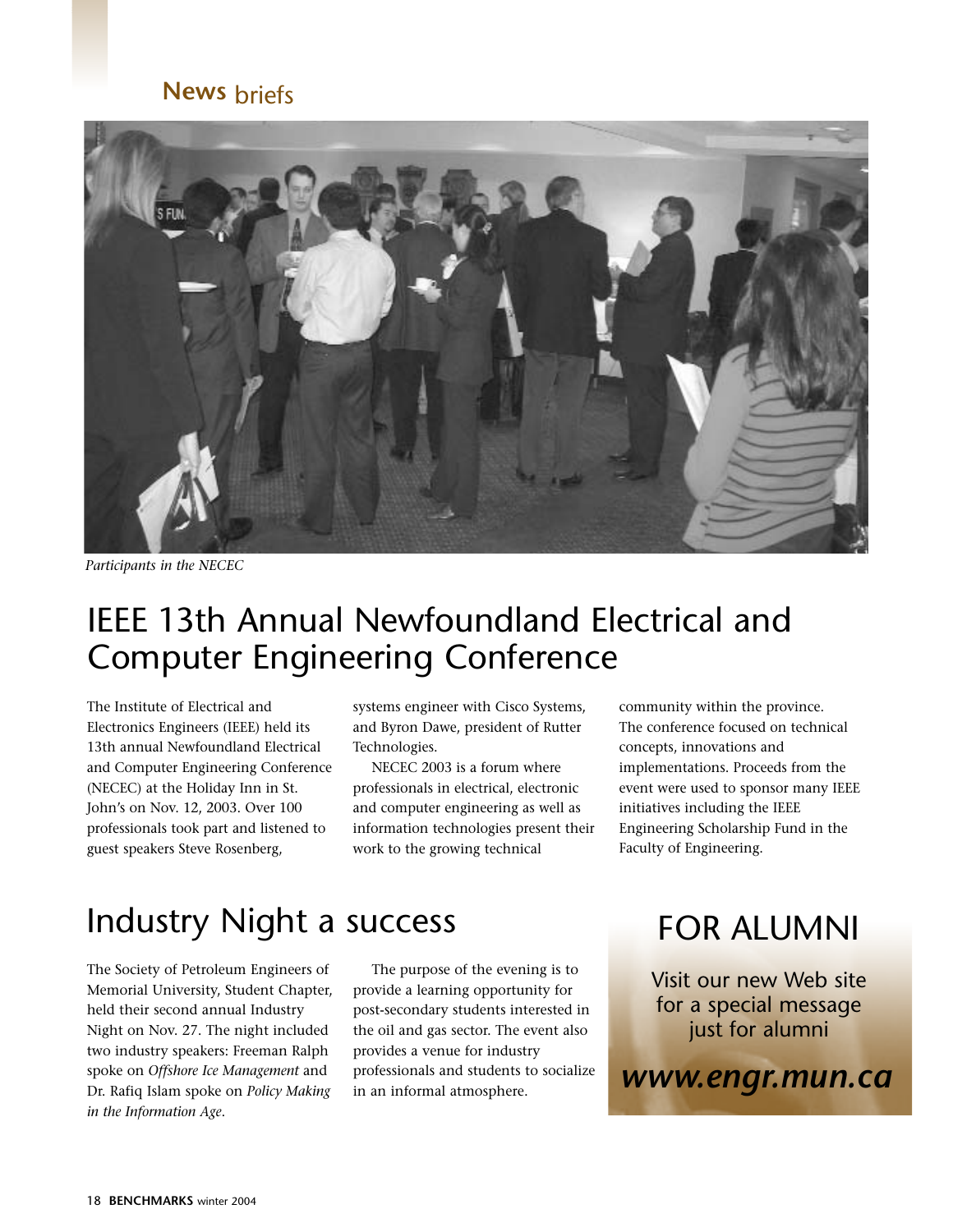# News briefs

*Participants in the NECEC*

## IEEE 13th Annual Newfoundland Electrical and Computer Engineering Conference

The Institute of Electrical and Electronics Engineers (IEEE) held its 13th annual Newfoundland Electrical and Computer Engineering Conference (NECEC) at the Holiday Inn in St. John's on Nov. 12, 2003. Over 100 professionals took part and listened to guest speakers Steve Rosenberg, systems engineer with Cisco Systems, and Byron Dawe, president of Rutter Technologies.

NECEC 2003 is a forum where professionals in electrical, electronic and computer engineering as well as information technologies present their work to the growing technical community within the province. The conference focused on technical concepts, innovations and implementations. Proceeds from the event were used to sponsor many IEEE initiatives including the IEEE Engineering Scholarship Fund in the Faculty of Engineering.

## Industry Night a success

The Society of Petroleum Engineers of Memorial University, Student Chapter, held their second annual Industry Night on Nov. 27. The night included two industry speakers: Freeman Ralph spoke on *Offshore Ice Management* and Dr. Rafiq Islam spoke on *Policy Making in the Information Age*.

The purpose of the evening is to provide a learning opportunity for post-secondary students interested in the oil and gas sector. The event also provides a venue for industry professionals and students to socialize in an informal atmosphere.

## FOR ALUMNI

Visit our new Web site for a special message just for alumni

***www.engr.mun.ca***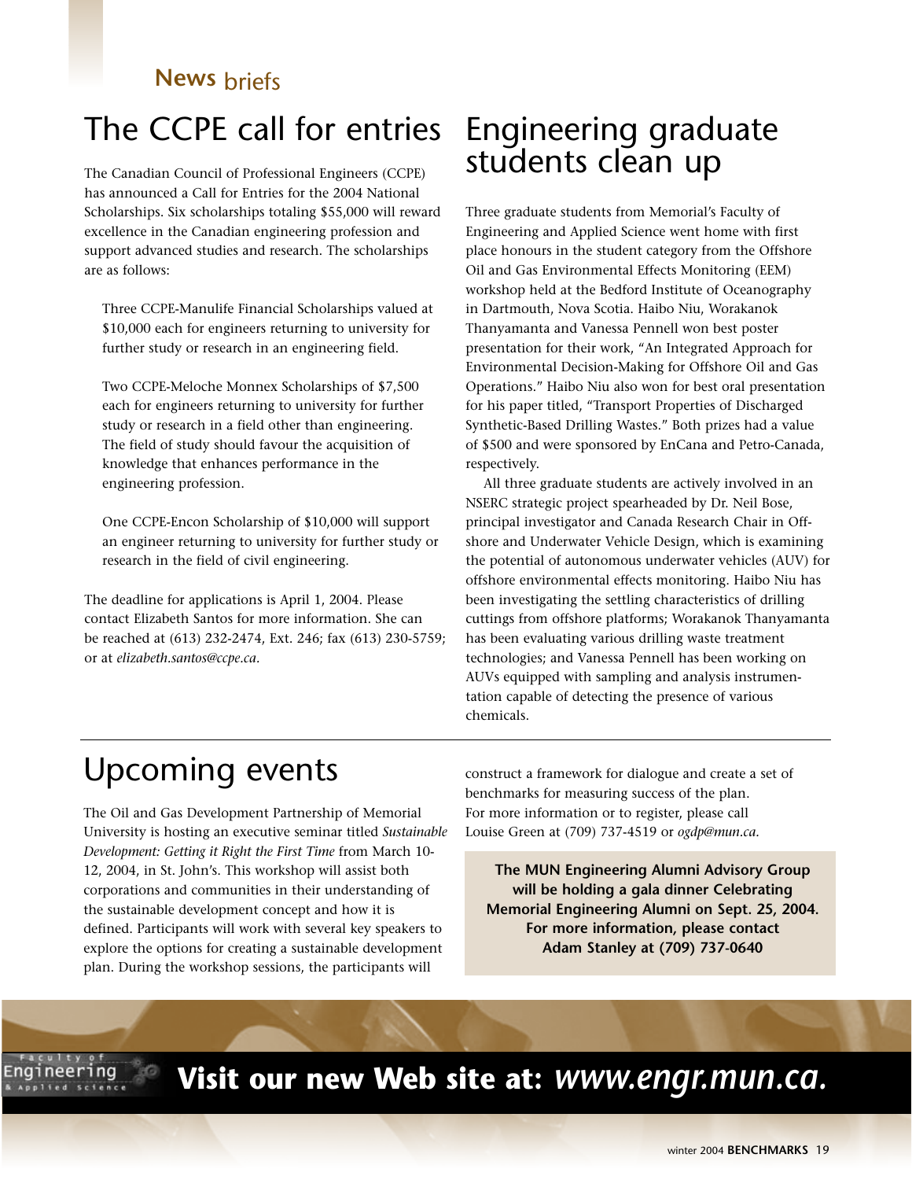## News briefs

# The CCPE call for entries

The Canadian Council of Professional Engineers (CCPE) has announced a Call for Entries for the 2004 National Scholarships. Six scholarships totaling $55,000 will reward excellence in the Canadian engineering profession and support advanced studies and research. The scholarships are as follows:

Three CCPE-Manulife Financial Scholarships valued at $10,000 each for engineers returning to university for further study or research in an engineering field.

Two CCPE-Meloche Monnex Scholarships of $7,500 each for engineers returning to university for further study or research in a field other than engineering. The field of study should favour the acquisition of knowledge that enhances performance in the engineering profession.

One CCPE-Encon Scholarship of $10,000 will support an engineer returning to university for further study or research in the field of civil engineering.

The deadline for applications is April 1, 2004. Please contact Elizabeth Santos for more information. She can be reached at (613) 232-2474, Ext. 246; fax (613) 230-5759; or at *elizabeth.santos@ccpe.ca*.

# Engineering graduate students clean up

Three graduate students from Memorial's Faculty of Engineering and Applied Science went home with first place honours in the student category from the Offshore Oil and Gas Environmental Effects Monitoring (EEM) workshop held at the Bedford Institute of Oceanography in Dartmouth, Nova Scotia. Haibo Niu, Worakanok Thanyamanta and Vanessa Pennell won best poster presentation for their work, "An Integrated Approach for Environmental Decision-Making for Offshore Oil and Gas Operations." Haibo Niu also won for best oral presentation for his paper titled, "Transport Properties of Discharged Synthetic-Based Drilling Wastes." Both prizes had a value of $500 and were sponsored by EnCana and Petro-Canada, respectively.

All three graduate students are actively involved in an NSERC strategic project spearheaded by Dr. Neil Bose, principal investigator and Canada Research Chair in Offshore and Underwater Vehicle Design, which is examining the potential of autonomous underwater vehicles (AUV) for offshore environmental effects monitoring. Haibo Niu has been investigating the settling characteristics of drilling cuttings from offshore platforms; Worakanok Thanyamanta has been evaluating various drilling waste treatment technologies; and Vanessa Pennell has been working on AUVs equipped with sampling and analysis instrumentation capable of detecting the presence of various chemicals.

# Upcoming events

The Oil and Gas Development Partnership of Memorial University is hosting an executive seminar titled *Sustainable Development: Getting it Right the First Time* from March 10-12, 2004, in St. John's. This workshop will assist both corporations and communities in their understanding of the sustainable development concept and how it is defined. Participants will work with several key speakers to explore the options for creating a sustainable development plan. During the workshop sessions, the participants will construct a framework for dialogue and create a set of benchmarks for measuring success of the plan. For more information or to register, please call Louise Green at (709) 737-4519 or *ogdp@mun.ca*.

**The MUN Engineering Alumni Advisory Group will be holding a gala dinner Celebrating Memorial Engineering Alumni on Sept. 25, 2004. For more information, please contact Adam Stanley at (709) 737-0640**

Faculty of Engineering & Applied Science

**Visit our new Web site at: *www.engr.mun.ca.***